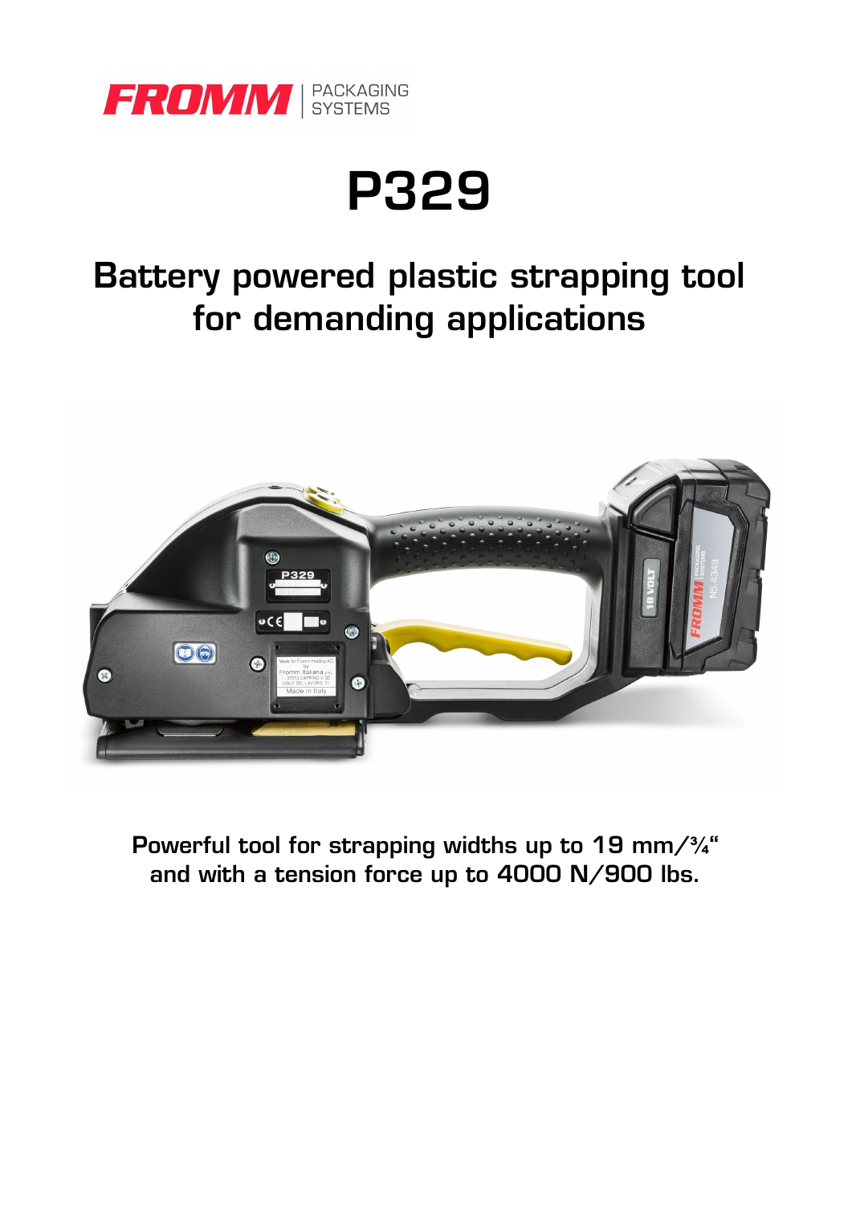FROMM PACKAGING SYSTEMS

# P329

## Battery powered plastic strapping tool for demanding applications

**Powerful tool for strapping widths up to 19 mm/¾" and with a tension force up to 4000 N/900 lbs.**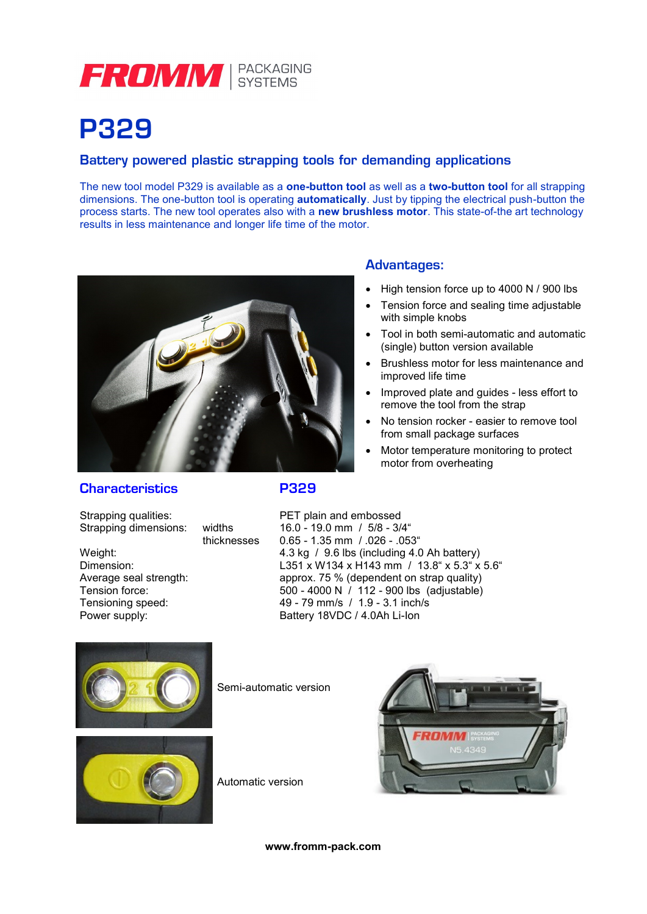FROMM | PACKAGING SYSTEMS

# P329

## Battery powered plastic strapping tools for demanding applications

The new tool model P329 is available as a **one-button tool** as well as a **two-button tool** for all strapping dimensions. The one-button tool is operating **automatically**. Just by tipping the electrical push-button the process starts. The new tool operates also with a **new brushless motor**. This state-of-the art technology results in less maintenance and longer life time of the motor.

## Advantages:

- High tension force up to 4000 N / 900 lbs
- Tension force and sealing time adjustable with simple knobs
- Tool in both semi-automatic and automatic (single) button version available
- Brushless motor for less maintenance and improved life time
- Improved plate and guides - less effort to remove the tool from the strap
- No tension rocker - easier to remove tool from small package surfaces
- Motor temperature monitoring to protect motor from overheating

| Characteristics | | P329 |
|---|---|---|
| Strapping qualities: | | PET plain and embossed |
| Strapping dimensions: | widths | 16.0 - 19.0 mm / 5/8 - 3/4“ |
| | thicknesses | 0.65 - 1.35 mm / .026 - .053“ |
| Weight: | | 4.3 kg / 9.6 lbs (including 4.0 Ah battery) |
| Dimension: | | L351 x W134 x H143 mm / 13.8“ x 5.3“ x 5.6“ |
| Average seal strength: | | approx. 75 % (dependent on strap quality) |
| Tension force: | | 500 - 4000 N / 112 - 900 lbs (adjustable) |
| Tensioning speed: | | 49 - 79 mm/s / 1.9 - 3.1 inch/s |
| Power supply: | | Battery 18VDC / 4.0Ah Li-Ion |

Semi-automatic version

Automatic version

**www.fromm-pack.com**